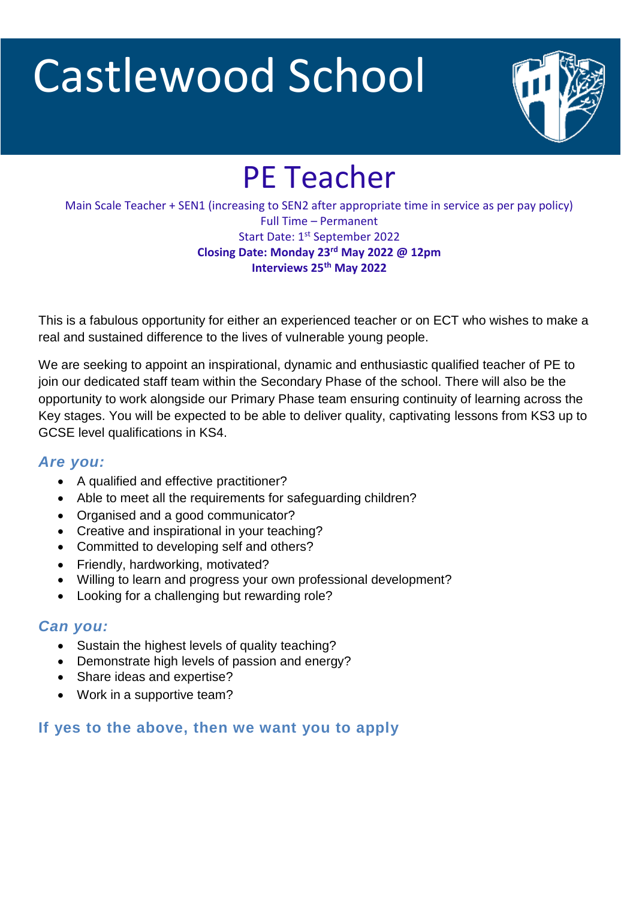# Castlewood School

## PE Teacher

Main Scale Teacher + SEN1 (increasing to SEN2 after appropriate time in service as per pay policy)
Full Time – Permanent
Start Date: 1st September 2022
**Closing Date: Monday 23rd May 2022 @ 12pm**
**Interviews 25th May 2022**

This is a fabulous opportunity for either an experienced teacher or on ECT who wishes to make a real and sustained difference to the lives of vulnerable young people.

We are seeking to appoint an inspirational, dynamic and enthusiastic qualified teacher of PE to join our dedicated staff team within the Secondary Phase of the school. There will also be the opportunity to work alongside our Primary Phase team ensuring continuity of learning across the Key stages. You will be expected to be able to deliver quality, captivating lessons from KS3 up to GCSE level qualifications in KS4.

### *Are you:*

- A qualified and effective practitioner?
- Able to meet all the requirements for safeguarding children?
- Organised and a good communicator?
- Creative and inspirational in your teaching?
- Committed to developing self and others?
- Friendly, hardworking, motivated?
- Willing to learn and progress your own professional development?
- Looking for a challenging but rewarding role?

### *Can you:*

- Sustain the highest levels of quality teaching?
- Demonstrate high levels of passion and energy?
- Share ideas and expertise?
- Work in a supportive team?

### If yes to the above, then we want you to apply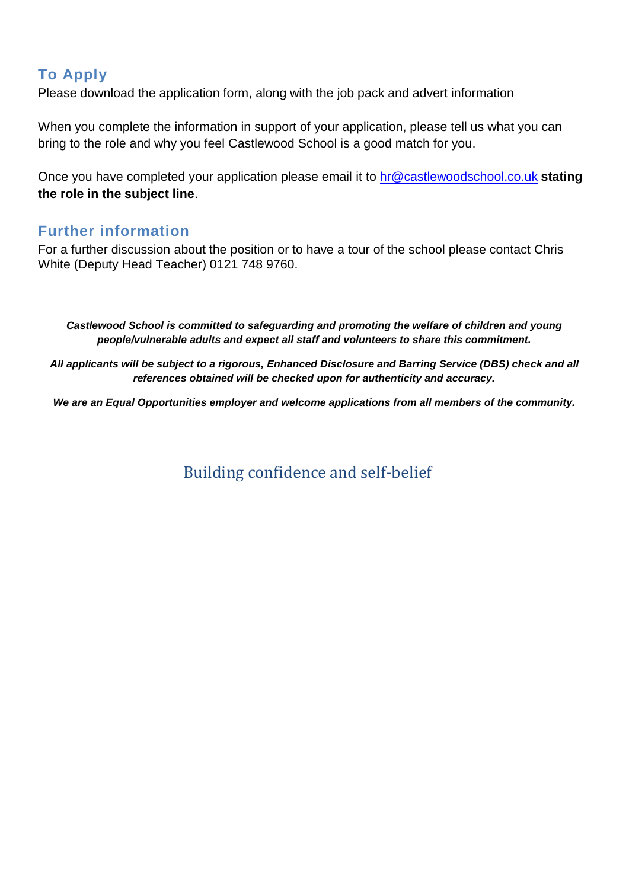## To Apply

Please download the application form, along with the job pack and advert information

When you complete the information in support of your application, please tell us what you can bring to the role and why you feel Castlewood School is a good match for you.

Once you have completed your application please email it to hr@castlewoodschool.co.uk **stating the role in the subject line**.

## Further information

For a further discussion about the position or to have a tour of the school please contact Chris White (Deputy Head Teacher) 0121 748 9760.

***Castlewood School is committed to safeguarding and promoting the welfare of children and young people/vulnerable adults and expect all staff and volunteers to share this commitment.***

***All applicants will be subject to a rigorous, Enhanced Disclosure and Barring Service (DBS) check and all references obtained will be checked upon for authenticity and accuracy.***

***We are an Equal Opportunities employer and welcome applications from all members of the community.***

Building confidence and self-belief